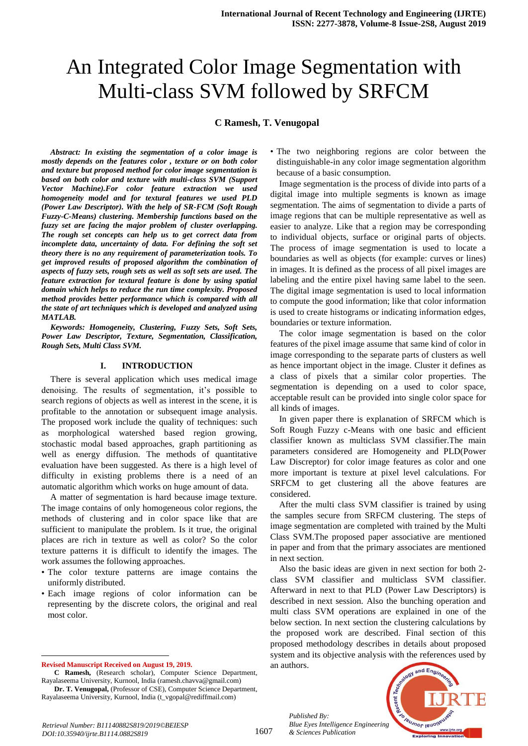# An Integrated Color Image Segmentation with Multi-class SVM followed by SRFCM

**C Ramesh, T. Venugopal**

***Abstract: In existing the segmentation of a color image is mostly depends on the features color , texture or on both color and texture but proposed method for color image segmentation is based on both color and texture with multi-class SVM (Support Vector Machine).For color feature extraction we used homogeneity model and for textural features we used PLD (Power Law Descriptor). With the help of SR-FCM (Soft Rough Fuzzy-C-Means) clustering. Membership functions based on the fuzzy set are facing the major problem of cluster overlapping. The rough set concepts can help us to get correct data from incomplete data, uncertainty of data. For defining the soft set theory there is no any requirement of parameterization tools. To get improved results of proposed algorithm the combination of aspects of fuzzy sets, rough sets as well as soft sets are used. The feature extraction for textural feature is done by using spatial domain which helps to reduce the run time complexity. Proposed method provides better performance which is compared with all the state of art techniques which is developed and analyzed using MATLAB.***

***Keywords: Homogeneity, Clustering, Fuzzy Sets, Soft Sets, Power Law Descriptor, Texture, Segmentation, Classification, Rough Sets, Multi Class SVM.***

## I. INTRODUCTION

There is several application which uses medical image denoising. The results of segmentation, it's possible to search regions of objects as well as interest in the scene, it is profitable to the annotation or subsequent image analysis. The proposed work include the quality of techniques: such as morphological watershed based region growing, stochastic modal based approaches, graph partitioning as well as energy diffusion. The methods of quantitative evaluation have been suggested. As there is a high level of difficulty in existing problems there is a need of an automatic algorithm which works on huge amount of data.

A matter of segmentation is hard because image texture. The image contains of only homogeneous color regions, the methods of clustering and in color space like that are sufficient to manipulate the problem. Is it true, the original places are rich in texture as well as color? So the color texture patterns it is difficult to identify the images. The work assumes the following approaches.

- The color texture patterns are image contains the uniformly distributed.
- Each image regions of color information can be representing by the discrete colors, the original and real most color.
- The two neighboring regions are color between the distinguishable-in any color image segmentation algorithm because of a basic consumption.

Image segmentation is the process of divide into parts of a digital image into multiple segments is known as image segmentation. The aims of segmentation to divide a parts of image regions that can be multiple representative as well as easier to analyze. Like that a region may be corresponding to individual objects, surface or original parts of objects. The process of image segmentation is used to locate a boundaries as well as objects (for example: curves or lines) in images. It is defined as the process of all pixel images are labeling and the entire pixel having same label to the seen. The digital image segmentation is used to local information to compute the good information; like that color information is used to create histograms or indicating information edges, boundaries or texture information.

The color image segmentation is based on the color features of the pixel image assume that same kind of color in image corresponding to the separate parts of clusters as well as hence important object in the image. Cluster it defines as a class of pixels that a similar color properties. The segmentation is depending on a used to color space, acceptable result can be provided into single color space for all kinds of images.

In given paper there is explanation of SRFCM which is Soft Rough Fuzzy c-Means with one basic and efficient classifier known as multiclass SVM classifier.The main parameters considered are Homogeneity and PLD(Power Law Discreptor) for color image features as color and one more important is texture at pixel level calculations. For SRFCM to get clustering all the above features are considered.

After the multi class SVM classifier is trained by using the samples secure from SRFCM clustering. The steps of image segmentation are completed with trained by the Multi Class SVM.The proposed paper associative are mentioned in paper and from that the primary associates are mentioned in next section.

Also the basic ideas are given in next section for both 2-class SVM classifier and multiclass SVM classifier. Afterward in next to that PLD (Power Law Descriptors) is described in next session. Also the bunching operation and multi class SVM operations are explained in one of the below section. In next section the clustering calculations by the proposed work are described. Final section of this proposed methodology describes in details about proposed system and its objective analysis with the references used by an authors.

---

**Revised Manuscript Received on August 19, 2019.**

**C Ramesh,** (Research scholar), Computer Science Department, Rayalaseema University, Kurnool, India (ramesh.chavva@gmail.com)

**Dr. T. Venugopal,** (Professor of CSE), Computer Science Department, Rayalaseema University, Kurnool, India (t_vgopal@rediffmail.com)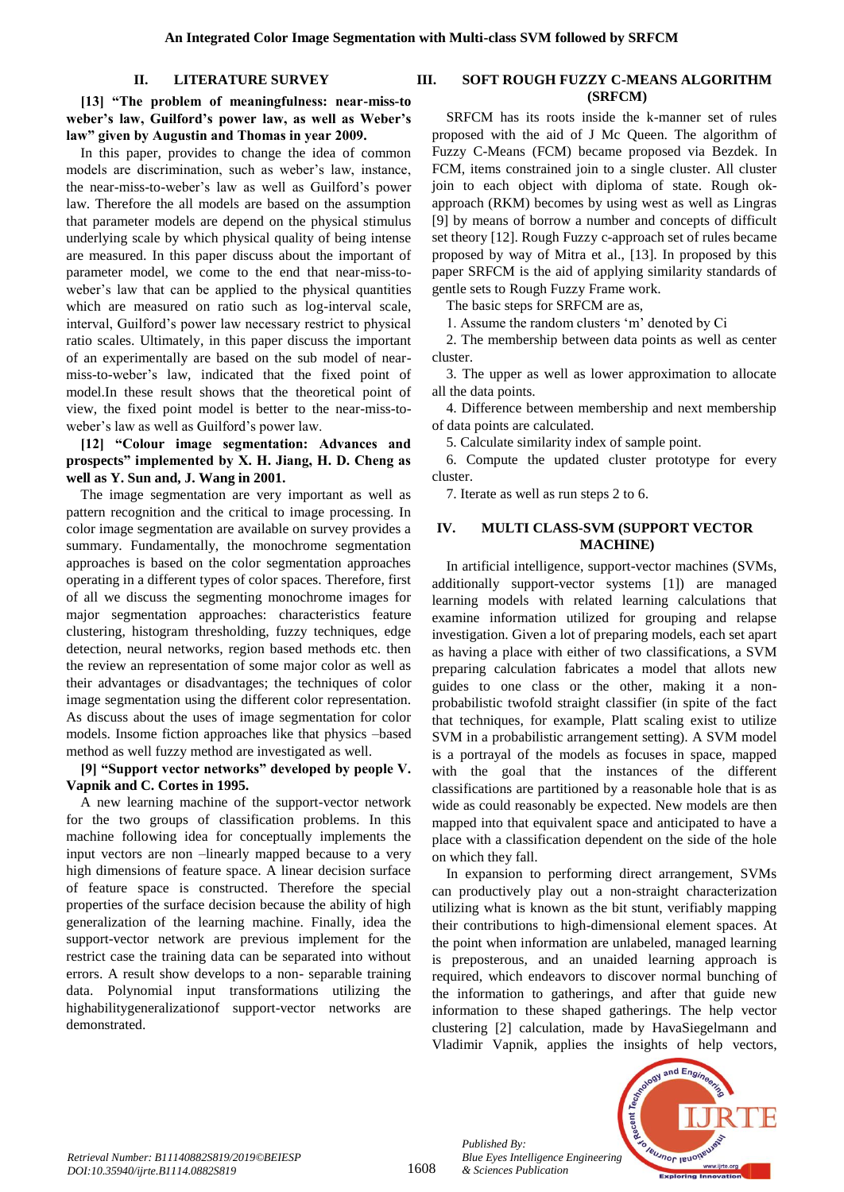## II. LITERATURE SURVEY

**[13] "The problem of meaningfulness: near-miss-to weber's law, Guilford's power law, as well as Weber's law" given by Augustin and Thomas in year 2009.**

In this paper, provides to change the idea of common models are discrimination, such as weber's law, instance, the near-miss-to-weber's law as well as Guilford's power law. Therefore the all models are based on the assumption that parameter models are depend on the physical stimulus underlying scale by which physical quality of being intense are measured. In this paper discuss about the important of parameter model, we come to the end that near-miss-to-weber's law that can be applied to the physical quantities which are measured on ratio such as log-interval scale, interval, Guilford's power law necessary restrict to physical ratio scales. Ultimately, in this paper discuss the important of an experimentally are based on the sub model of near-miss-to-weber's law, indicated that the fixed point of model.In these result shows that the theoretical point of view, the fixed point model is better to the near-miss-to-weber's law as well as Guilford's power law.

**[12] "Colour image segmentation: Advances and prospects" implemented by X. H. Jiang, H. D. Cheng as well as Y. Sun and, J. Wang in 2001.**

The image segmentation are very important as well as pattern recognition and the critical to image processing. In color image segmentation are available on survey provides a summary. Fundamentally, the monochrome segmentation approaches is based on the color segmentation approaches operating in a different types of color spaces. Therefore, first of all we discuss the segmenting monochrome images for major segmentation approaches: characteristics feature clustering, histogram thresholding, fuzzy techniques, edge detection, neural networks, region based methods etc. then the review an representation of some major color as well as their advantages or disadvantages; the techniques of color image segmentation using the different color representation. As discuss about the uses of image segmentation for color models. Insome fiction approaches like that physics –based method as well fuzzy method are investigated as well.

**[9] "Support vector networks" developed by people V. Vapnik and C. Cortes in 1995.**

A new learning machine of the support-vector network for the two groups of classification problems. In this machine following idea for conceptually implements the input vectors are non –linearly mapped because to a very high dimensions of feature space. A linear decision surface of feature space is constructed. Therefore the special properties of the surface decision because the ability of high generalization of the learning machine. Finally, idea the support-vector network are previous implement for the restrict case the training data can be separated into without errors. A result show develops to a non- separable training data. Polynomial input transformations utilizing the highabilitygeneralizationof support-vector networks are demonstrated.

## III. SOFT ROUGH FUZZY C-MEANS ALGORITHM (SRFCM)

SRFCM has its roots inside the k-manner set of rules proposed with the aid of J Mc Queen. The algorithm of Fuzzy C-Means (FCM) became proposed via Bezdek. In FCM, items constrained join to a single cluster. All cluster join to each object with diploma of state. Rough ok-approach (RKM) becomes by using west as well as Lingras [9] by means of borrow a number and concepts of difficult set theory [12]. Rough Fuzzy c-approach set of rules became proposed by way of Mitra et al., [13]. In proposed by this paper SRFCM is the aid of applying similarity standards of gentle sets to Rough Fuzzy Frame work.

The basic steps for SRFCM are as,

1. Assume the random clusters 'm' denoted by Ci
2. The membership between data points as well as center cluster.
3. The upper as well as lower approximation to allocate all the data points.
4. Difference between membership and next membership of data points are calculated.
5. Calculate similarity index of sample point.
6. Compute the updated cluster prototype for every cluster.
7. Iterate as well as run steps 2 to 6.

## IV. MULTI CLASS-SVM (SUPPORT VECTOR MACHINE)

In artificial intelligence, support-vector machines (SVMs, additionally support-vector systems [1]) are managed learning models with related learning calculations that examine information utilized for grouping and relapse investigation. Given a lot of preparing models, each set apart as having a place with either of two classifications, a SVM preparing calculation fabricates a model that allots new guides to one class or the other, making it a non-probabilistic twofold straight classifier (in spite of the fact that techniques, for example, Platt scaling exist to utilize SVM in a probabilistic arrangement setting). A SVM model is a portrayal of the models as focuses in space, mapped with the goal that the instances of the different classifications are partitioned by a reasonable hole that is as wide as could reasonably be expected. New models are then mapped into that equivalent space and anticipated to have a place with a classification dependent on the side of the hole on which they fall.

In expansion to performing direct arrangement, SVMs can productively play out a non-straight characterization utilizing what is known as the bit stunt, verifiably mapping their contributions to high-dimensional element spaces. At the point when information are unlabeled, managed learning is preposterous, and an unaided learning approach is required, which endeavors to discover normal bunching of the information to gatherings, and after that guide new information to these shaped gatherings. The help vector clustering [2] calculation, made by HavaSiegelmann and Vladimir Vapnik, applies the insights of help vectors,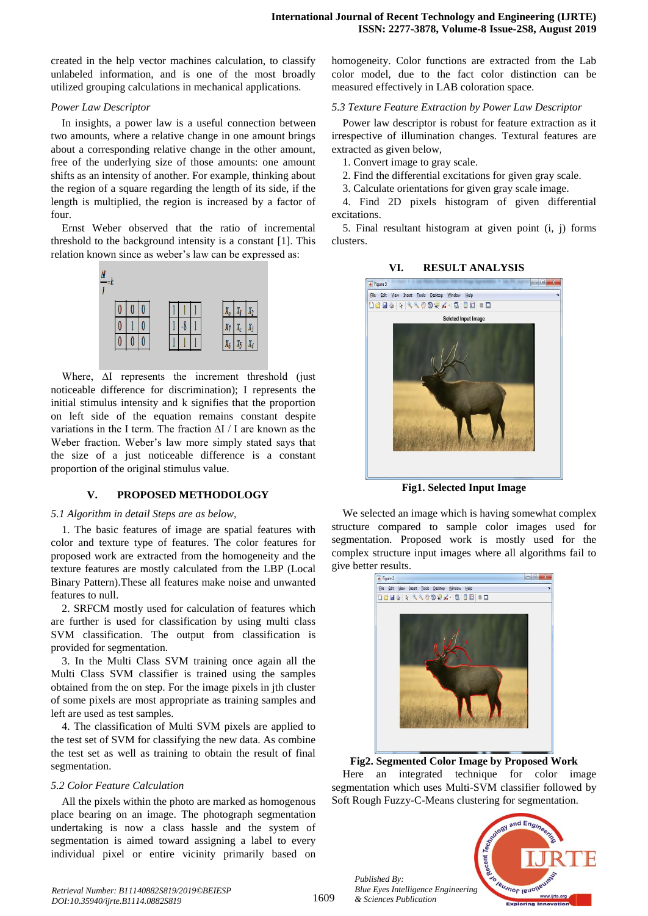created in the help vector machines calculation, to classify unlabeled information, and is one of the most broadly utilized grouping calculations in mechanical applications.

*Power Law Descriptor*

In insights, a power law is a useful connection between two amounts, where a relative change in one amount brings about a corresponding relative change in the other amount, free of the underlying size of those amounts: one amount shifts as an intensity of another. For example, thinking about the region of a square regarding the length of its side, if the length is multiplied, the region is increased by a factor of four.

Ernst Weber observed that the ratio of incremental threshold to the background intensity is a constant [1]. This relation known since as weber's law can be expressed as:

$$\frac{\Delta I}{I} = k$$

| 0 | 0 | 0 |
|---|---|---|
| 0 | 1 | 0 |
| 0 | 0 | 0 |

| 1 | 1 | 1 |
|---|---|---|
| 1 | -8 | 1 |
| 1 | 1 | 1 |

| $x_0$ | $x_1$ | $x_2$ |
|---|---|---|
| $x_7$ | $x_c$ | $x_3$ |
| $x_6$ | $x_5$ | $x_4$ |

Where, ΔI represents the increment threshold (just noticeable difference for discrimination); I represents the initial stimulus intensity and k signifies that the proportion on left side of the equation remains constant despite variations in the I term. The fraction ΔI / I are known as the Weber fraction. Weber's law more simply stated says that the size of a just noticeable difference is a constant proportion of the original stimulus value.

## V. PROPOSED METHODOLOGY

*5.1 Algorithm in detail Steps are as below,*

1. The basic features of image are spatial features with color and texture type of features. The color features for proposed work are extracted from the homogeneity and the texture features are mostly calculated from the LBP (Local Binary Pattern).These all features make noise and unwanted features to null.
2. SRFCM mostly used for calculation of features which are further is used for classification by using multi class SVM classification. The output from classification is provided for segmentation.
3. In the Multi Class SVM training once again all the Multi Class SVM classifier is trained using the samples obtained from the on step. For the image pixels in jth cluster of some pixels are most appropriate as training samples and left are used as test samples.
4. The classification of Multi SVM pixels are applied to the test set of SVM for classifying the new data. As combine the test set as well as training to obtain the result of final segmentation.

*5.2 Color Feature Calculation*

All the pixels within the photo are marked as homogenous place bearing on an image. The photograph segmentation undertaking is now a class hassle and the system of segmentation is aimed toward assigning a label to every individual pixel or entire vicinity primarily based on homogeneity. Color functions are extracted from the Lab color model, due to the fact color distinction can be measured effectively in LAB coloration space.

*5.3 Texture Feature Extraction by Power Law Descriptor*

Power law descriptor is robust for feature extraction as it irrespective of illumination changes. Textural features are extracted as given below,

1. Convert image to gray scale.
2. Find the differential excitations for given gray scale.
3. Calculate orientations for given gray scale image.
4. Find 2D pixels histogram of given differential excitations.
5. Final resultant histogram at given point (i, j) forms clusters.

## VI. RESULT ANALYSIS

**Fig1. Selected Input Image**

We selected an image which is having somewhat complex structure compared to sample color images used for segmentation. Proposed work is mostly used for the complex structure input images where all algorithms fail to give better results.

**Fig2. Segmented Color Image by Proposed Work**

Here an integrated technique for color image segmentation which uses Multi-SVM classifier followed by Soft Rough Fuzzy-C-Means clustering for segmentation.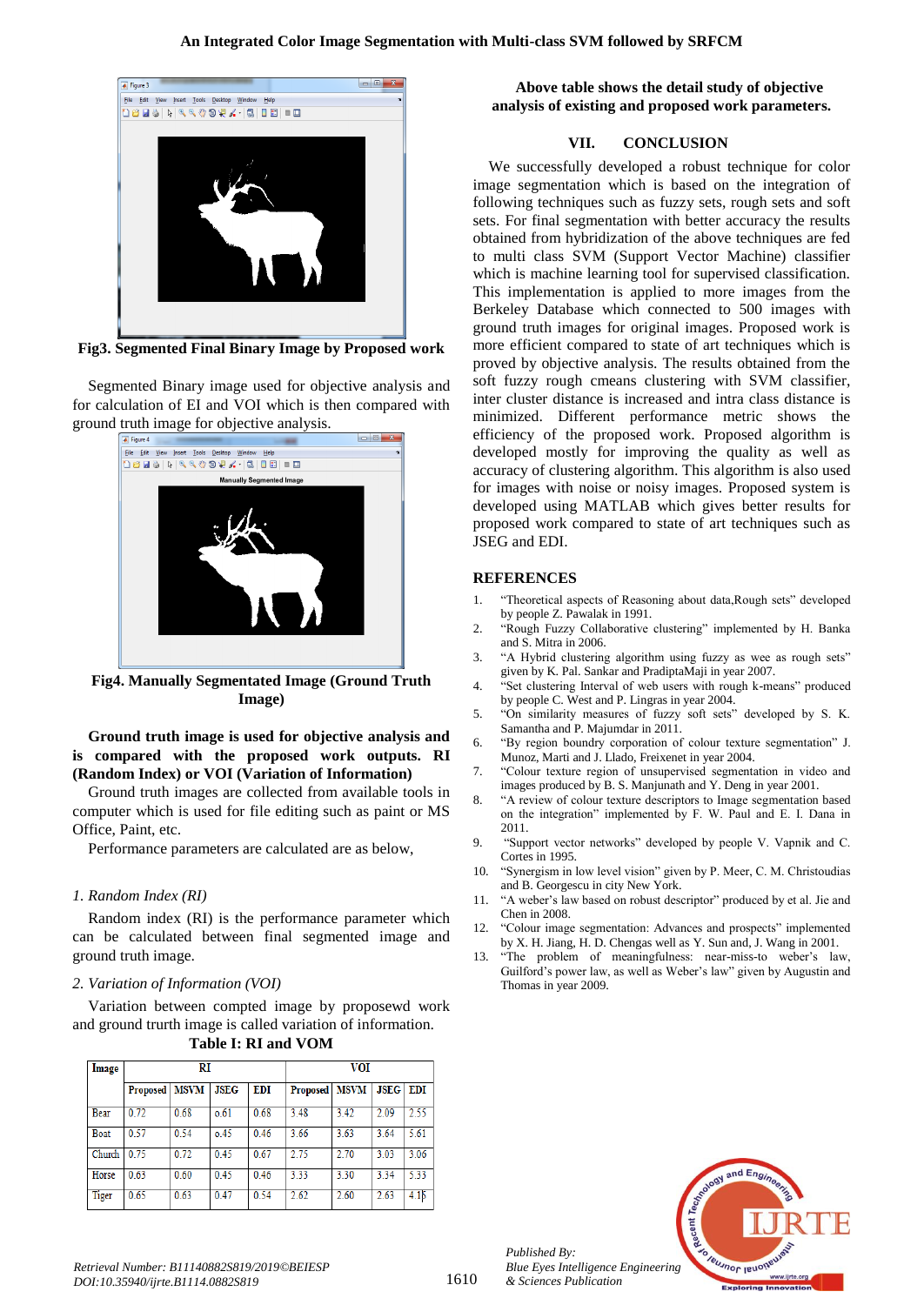Fig3. Segmented Final Binary Image by Proposed work

Segmented Binary image used for objective analysis and for calculation of EI and VOI which is then compared with ground truth image for objective analysis.

Fig4. Manually Segmentated Image (Ground Truth Image)

**Ground truth image is used for objective analysis and is compared with the proposed work outputs. RI (Random Index) or VOI (Variation of Information)**

Ground truth images are collected from available tools in computer which is used for file editing such as paint or MS Office, Paint, etc.

Performance parameters are calculated are as below,

*1. Random Index (RI)*

Random index (RI) is the performance parameter which can be calculated between final segmented image and ground truth image.

*2. Variation of Information (VOI)*

Variation between compted image by proposewd work and ground truth image is called variation of information.

**Table I: RI and VOM**

| Image | RI | | | | VOI | | | |
|---|---|---|---|---|---|---|---|---|
| | Proposed | MSVM | JSEG | EDI | Proposed | MSVM | JSEG | EDI |
| Bear | 0.72 | 0.68 | o.61 | 0.68 | 3.48 | 3.42 | 2.09 | 2.55 |
| Boat | 0.57 | 0.54 | o.45 | 0.46 | 3.66 | 3.63 | 3.64 | 5.61 |
| Church | 0.75 | 0.72 | 0.45 | 0.67 | 2.75 | 2.70 | 3.03 | 3.06 |
| Horse | 0.63 | 0.60 | 0.45 | 0.46 | 3.33 | 3.30 | 3.34 | 5.33 |
| Tiger | 0.65 | 0.63 | 0.47 | 0.54 | 2.62 | 2.60 | 2.63 | 4.15 |

**Above table shows the detail study of objective analysis of existing and proposed work parameters.**

## VII. CONCLUSION

We successfully developed a robust technique for color image segmentation which is based on the integration of following techniques such as fuzzy sets, rough sets and soft sets. For final segmentation with better accuracy the results obtained from hybridization of the above techniques are fed to multi class SVM (Support Vector Machine) classifier which is machine learning tool for supervised classification. This implementation is applied to more images from the Berkeley Database which connected to 500 images with ground truth images for original images. Proposed work is more efficient compared to state of art techniques which is proved by objective analysis. The results obtained from the soft fuzzy rough cmeans clustering with SVM classifier, inter cluster distance is increased and intra class distance is minimized. Different performance metric shows the efficiency of the proposed work. Proposed algorithm is developed mostly for improving the quality as well as accuracy of clustering algorithm. This algorithm is also used for images with noise or noisy images. Proposed system is developed using MATLAB which gives better results for proposed work compared to state of art techniques such as JSEG and EDI.

## REFERENCES

1. "Theoretical aspects of Reasoning about data,Rough sets" developed by people Z. Pawalak in 1991.
2. "Rough Fuzzy Collaborative clustering" implemented by H. Banka and S. Mitra in 2006.
3. "A Hybrid clustering algorithm using fuzzy as wee as rough sets" given by K. Pal. Sankar and PradiptaMaji in year 2007.
4. "Set clustering Interval of web users with rough k-means" produced by people C. West and P. Lingras in year 2004.
5. "On similarity measures of fuzzy soft sets" developed by S. K. Samantha and P. Majumdar in 2011.
6. "By region boundry corporation of colour texture segmentation" J. Munoz, Marti and J. Llado, Freixenet in year 2004.
7. "Colour texture region of unsupervised segmentation in video and images produced by B. S. Manjunath and Y. Deng in year 2001.
8. "A review of colour texture descriptors to Image segmentation based on the integration" implemented by F. W. Paul and E. I. Dana in 2011.
9. "Support vector networks" developed by people V. Vapnik and C. Cortes in 1995.
10. "Synergism in low level vision" given by P. Meer, C. M. Christoudias and B. Georgescu in city New York.
11. "A weber's law based on robust descriptor" produced by et al. Jie and Chen in 2008.
12. "Colour image segmentation: Advances and prospects" implemented by X. H. Jiang, H. D. Chengas well as Y. Sun and, J. Wang in 2001.
13. "The problem of meaningfulness: near-miss-to weber's law, Guilford's power law, as well as Weber's law" given by Augustin and Thomas in year 2009.